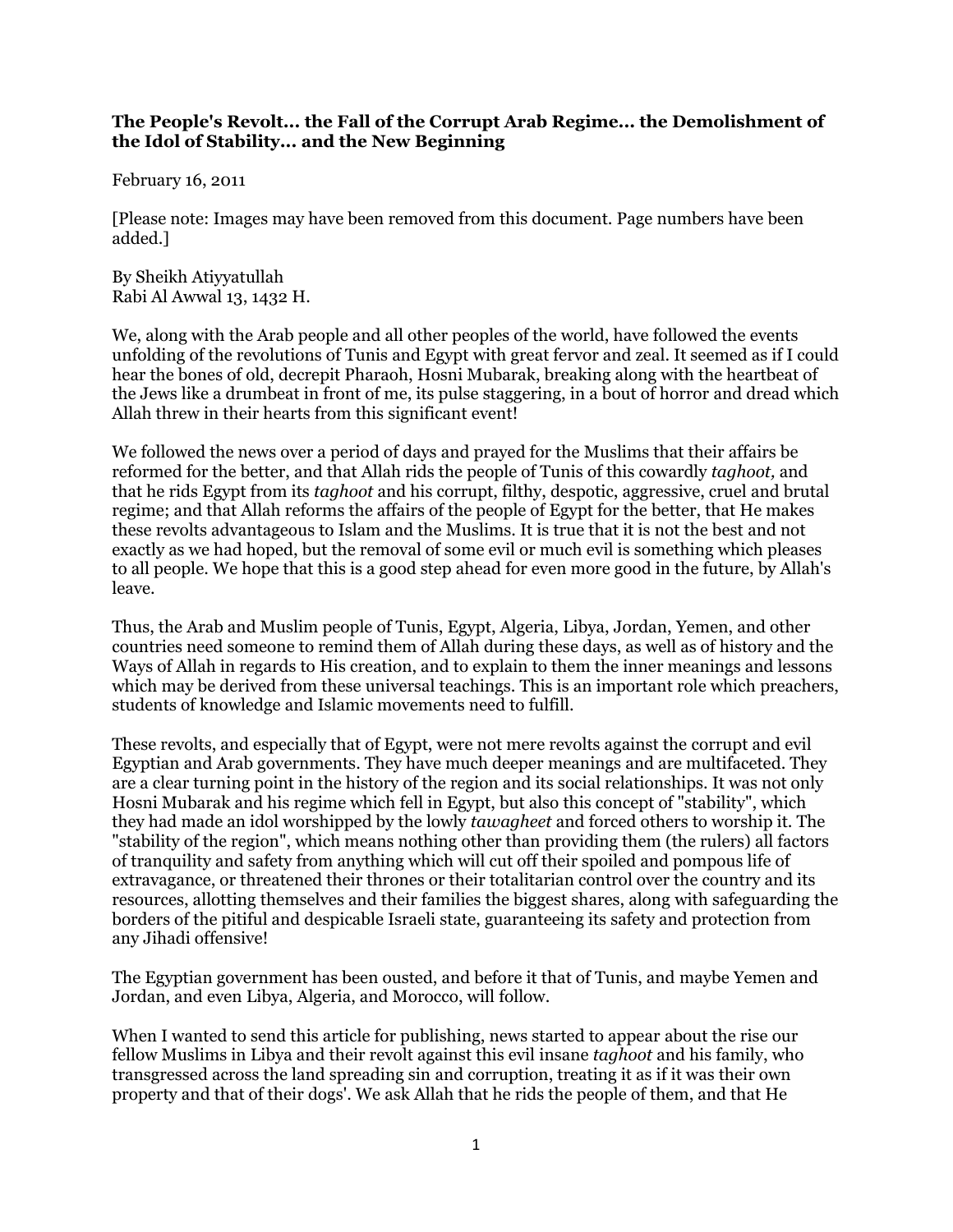**The People's Revolt… the Fall of the Corrupt Arab Regime… the Demolishment of the Idol of Stability… and the New Beginning**

February 16, 2011

[Please note: Images may have been removed from this document. Page numbers have been added.]

By Sheikh Atiyyatullah
Rabi Al Awwal 13, 1432 H.

We, along with the Arab people and all other peoples of the world, have followed the events unfolding of the revolutions of Tunis and Egypt with great fervor and zeal. It seemed as if I could hear the bones of old, decrepit Pharaoh, Hosni Mubarak, breaking along with the heartbeat of the Jews like a drumbeat in front of me, its pulse staggering, in a bout of horror and dread which Allah threw in their hearts from this significant event!

We followed the news over a period of days and prayed for the Muslims that their affairs be reformed for the better, and that Allah rids the people of Tunis of this cowardly *taghoot,* and that he rids Egypt from its *taghoot* and his corrupt, filthy, despotic, aggressive, cruel and brutal regime; and that Allah reforms the affairs of the people of Egypt for the better, that He makes these revolts advantageous to Islam and the Muslims. It is true that it is not the best and not exactly as we had hoped, but the removal of some evil or much evil is something which pleases to all people. We hope that this is a good step ahead for even more good in the future, by Allah's leave.

Thus, the Arab and Muslim people of Tunis, Egypt, Algeria, Libya, Jordan, Yemen, and other countries need someone to remind them of Allah during these days, as well as of history and the Ways of Allah in regards to His creation, and to explain to them the inner meanings and lessons which may be derived from these universal teachings. This is an important role which preachers, students of knowledge and Islamic movements need to fulfill.

These revolts, and especially that of Egypt, were not mere revolts against the corrupt and evil Egyptian and Arab governments. They have much deeper meanings and are multifaceted. They are a clear turning point in the history of the region and its social relationships. It was not only Hosni Mubarak and his regime which fell in Egypt, but also this concept of "stability", which they had made an idol worshipped by the lowly *tawagheet* and forced others to worship it. The "stability of the region", which means nothing other than providing them (the rulers) all factors of tranquility and safety from anything which will cut off their spoiled and pompous life of extravagance, or threatened their thrones or their totalitarian control over the country and its resources, allotting themselves and their families the biggest shares, along with safeguarding the borders of the pitiful and despicable Israeli state, guaranteeing its safety and protection from any Jihadi offensive!

The Egyptian government has been ousted, and before it that of Tunis, and maybe Yemen and Jordan, and even Libya, Algeria, and Morocco, will follow.

When I wanted to send this article for publishing, news started to appear about the rise our fellow Muslims in Libya and their revolt against this evil insane *taghoot* and his family, who transgressed across the land spreading sin and corruption, treating it as if it was their own property and that of their dogs'. We ask Allah that he rids the people of them, and that He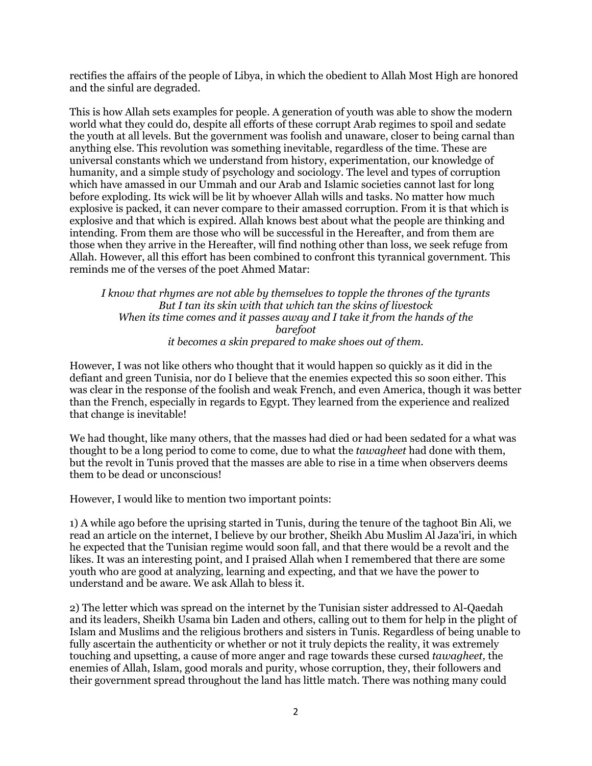rectifies the affairs of the people of Libya, in which the obedient to Allah Most High are honored and the sinful are degraded.

This is how Allah sets examples for people. A generation of youth was able to show the modern world what they could do, despite all efforts of these corrupt Arab regimes to spoil and sedate the youth at all levels. But the government was foolish and unaware, closer to being carnal than anything else. This revolution was something inevitable, regardless of the time. These are universal constants which we understand from history, experimentation, our knowledge of humanity, and a simple study of psychology and sociology. The level and types of corruption which have amassed in our Ummah and our Arab and Islamic societies cannot last for long before exploding. Its wick will be lit by whoever Allah wills and tasks. No matter how much explosive is packed, it can never compare to their amassed corruption. From it is that which is explosive and that which is expired. Allah knows best about what the people are thinking and intending. From them are those who will be successful in the Hereafter, and from them are those when they arrive in the Hereafter, will find nothing other than loss, we seek refuge from Allah. However, all this effort has been combined to confront this tyrannical government. This reminds me of the verses of the poet Ahmed Matar:

> *I know that rhymes are not able by themselves to topple the thrones of the tyrants*
> *But I tan its skin with that which tan the skins of livestock*
> *When its time comes and it passes away and I take it from the hands of the barefoot*
> *it becomes a skin prepared to make shoes out of them.*

However, I was not like others who thought that it would happen so quickly as it did in the defiant and green Tunisia, nor do I believe that the enemies expected this so soon either. This was clear in the response of the foolish and weak French, and even America, though it was better than the French, especially in regards to Egypt. They learned from the experience and realized that change is inevitable!

We had thought, like many others, that the masses had died or had been sedated for a what was thought to be a long period to come to come, due to what the *tawagheet* had done with them, but the revolt in Tunis proved that the masses are able to rise in a time when observers deems them to be dead or unconscious!

However, I would like to mention two important points:

1) A while ago before the uprising started in Tunis, during the tenure of the taghoot Bin Ali, we read an article on the internet, I believe by our brother, Sheikh Abu Muslim Al Jaza'iri, in which he expected that the Tunisian regime would soon fall, and that there would be a revolt and the likes. It was an interesting point, and I praised Allah when I remembered that there are some youth who are good at analyzing, learning and expecting, and that we have the power to understand and be aware. We ask Allah to bless it.

2) The letter which was spread on the internet by the Tunisian sister addressed to Al-Qaedah and its leaders, Sheikh Usama bin Laden and others, calling out to them for help in the plight of Islam and Muslims and the religious brothers and sisters in Tunis. Regardless of being unable to fully ascertain the authenticity or whether or not it truly depicts the reality, it was extremely touching and upsetting, a cause of more anger and rage towards these cursed *tawagheet,* the enemies of Allah, Islam, good morals and purity, whose corruption, they, their followers and their government spread throughout the land has little match. There was nothing many could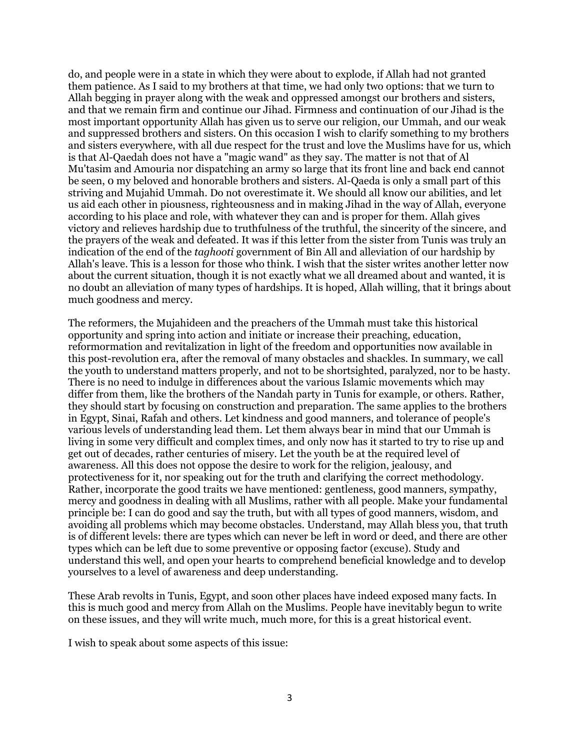do, and people were in a state in which they were about to explode, if Allah had not granted them patience. As I said to my brothers at that time, we had only two options: that we turn to Allah begging in prayer along with the weak and oppressed amongst our brothers and sisters, and that we remain firm and continue our Jihad. Firmness and continuation of our Jihad is the most important opportunity Allah has given us to serve our religion, our Ummah, and our weak and suppressed brothers and sisters. On this occasion I wish to clarify something to my brothers and sisters everywhere, with all due respect for the trust and love the Muslims have for us, which is that Al-Qaedah does not have a "magic wand" as they say. The matter is not that of Al Mu'tasim and Amouria nor dispatching an army so large that its front line and back end cannot be seen, 0 my beloved and honorable brothers and sisters. Al-Qaeda is only a small part of this striving and Mujahid Ummah. Do not overestimate it. We should all know our abilities, and let us aid each other in piousness, righteousness and in making Jihad in the way of Allah, everyone according to his place and role, with whatever they can and is proper for them. Allah gives victory and relieves hardship due to truthfulness of the truthful, the sincerity of the sincere, and the prayers of the weak and defeated. It was if this letter from the sister from Tunis was truly an indication of the end of the *taghooti* government of Bin All and alleviation of our hardship by Allah's leave. This is a lesson for those who think. I wish that the sister writes another letter now about the current situation, though it is not exactly what we all dreamed about and wanted, it is no doubt an alleviation of many types of hardships. It is hoped, Allah willing, that it brings about much goodness and mercy.

The reformers, the Mujahideen and the preachers of the Ummah must take this historical opportunity and spring into action and initiate or increase their preaching, education, reformormation and revitalization in light of the freedom and opportunities now available in this post-revolution era, after the removal of many obstacles and shackles. In summary, we call the youth to understand matters properly, and not to be shortsighted, paralyzed, nor to be hasty. There is no need to indulge in differences about the various Islamic movements which may differ from them, like the brothers of the Nandah party in Tunis for example, or others. Rather, they should start by focusing on construction and preparation. The same applies to the brothers in Egypt, Sinai, Rafah and others. Let kindness and good manners, and tolerance of people's various levels of understanding lead them. Let them always bear in mind that our Ummah is living in some very difficult and complex times, and only now has it started to try to rise up and get out of decades, rather centuries of misery. Let the youth be at the required level of awareness. All this does not oppose the desire to work for the religion, jealousy, and protectiveness for it, nor speaking out for the truth and clarifying the correct methodology. Rather, incorporate the good traits we have mentioned: gentleness, good manners, sympathy, mercy and goodness in dealing with all Muslims, rather with all people. Make your fundamental principle be: I can do good and say the truth, but with all types of good manners, wisdom, and avoiding all problems which may become obstacles. Understand, may Allah bless you, that truth is of different levels: there are types which can never be left in word or deed, and there are other types which can be left due to some preventive or opposing factor (excuse). Study and understand this well, and open your hearts to comprehend beneficial knowledge and to develop yourselves to a level of awareness and deep understanding.

These Arab revolts in Tunis, Egypt, and soon other places have indeed exposed many facts. In this is much good and mercy from Allah on the Muslims. People have inevitably begun to write on these issues, and they will write much, much more, for this is a great historical event.

I wish to speak about some aspects of this issue: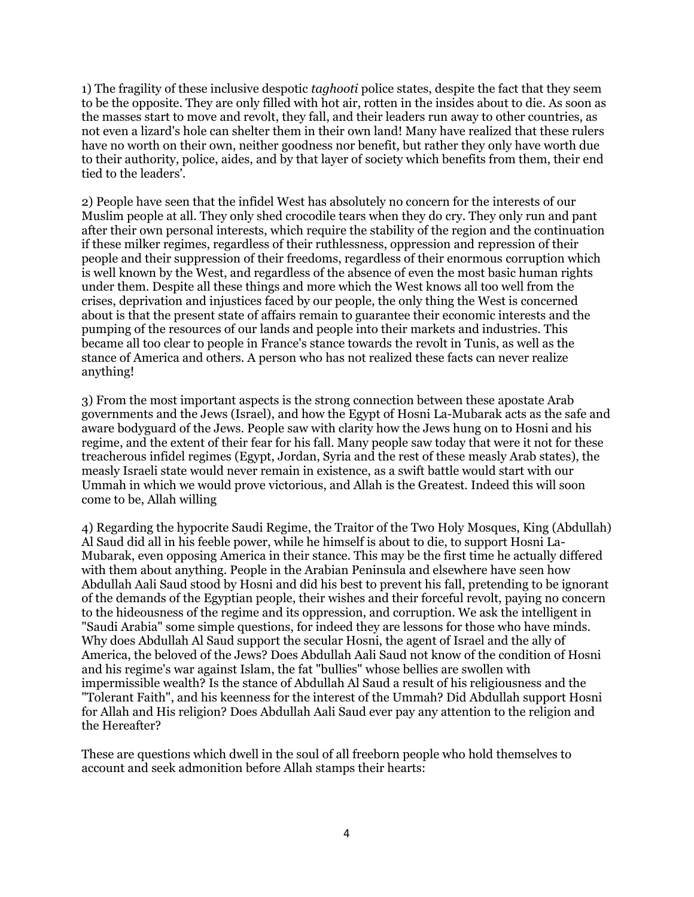1) The fragility of these inclusive despotic *taghooti* police states, despite the fact that they seem to be the opposite. They are only filled with hot air, rotten in the insides about to die. As soon as the masses start to move and revolt, they fall, and their leaders run away to other countries, as not even a lizard's hole can shelter them in their own land! Many have realized that these rulers have no worth on their own, neither goodness nor benefit, but rather they only have worth due to their authority, police, aides, and by that layer of society which benefits from them, their end tied to the leaders'.

2) People have seen that the infidel West has absolutely no concern for the interests of our Muslim people at all. They only shed crocodile tears when they do cry. They only run and pant after their own personal interests, which require the stability of the region and the continuation if these milker regimes, regardless of their ruthlessness, oppression and repression of their people and their suppression of their freedoms, regardless of their enormous corruption which is well known by the West, and regardless of the absence of even the most basic human rights under them. Despite all these things and more which the West knows all too well from the crises, deprivation and injustices faced by our people, the only thing the West is concerned about is that the present state of affairs remain to guarantee their economic interests and the pumping of the resources of our lands and people into their markets and industries. This became all too clear to people in France's stance towards the revolt in Tunis, as well as the stance of America and others. A person who has not realized these facts can never realize anything!

3) From the most important aspects is the strong connection between these apostate Arab governments and the Jews (Israel), and how the Egypt of Hosni La-Mubarak acts as the safe and aware bodyguard of the Jews. People saw with clarity how the Jews hung on to Hosni and his regime, and the extent of their fear for his fall. Many people saw today that were it not for these treacherous infidel regimes (Egypt, Jordan, Syria and the rest of these measly Arab states), the measly Israeli state would never remain in existence, as a swift battle would start with our Ummah in which we would prove victorious, and Allah is the Greatest. Indeed this will soon come to be, Allah willing

4) Regarding the hypocrite Saudi Regime, the Traitor of the Two Holy Mosques, King (Abdullah) Al Saud did all in his feeble power, while he himself is about to die, to support Hosni La-Mubarak, even opposing America in their stance. This may be the first time he actually differed with them about anything. People in the Arabian Peninsula and elsewhere have seen how Abdullah Aali Saud stood by Hosni and did his best to prevent his fall, pretending to be ignorant of the demands of the Egyptian people, their wishes and their forceful revolt, paying no concern to the hideousness of the regime and its oppression, and corruption. We ask the intelligent in "Saudi Arabia" some simple questions, for indeed they are lessons for those who have minds. Why does Abdullah Al Saud support the secular Hosni, the agent of Israel and the ally of America, the beloved of the Jews? Does Abdullah Aali Saud not know of the condition of Hosni and his regime's war against Islam, the fat "bullies" whose bellies are swollen with impermissible wealth? Is the stance of Abdullah Al Saud a result of his religiousness and the "Tolerant Faith", and his keenness for the interest of the Ummah? Did Abdullah support Hosni for Allah and His religion? Does Abdullah Aali Saud ever pay any attention to the religion and the Hereafter?

These are questions which dwell in the soul of all freeborn people who hold themselves to account and seek admonition before Allah stamps their hearts: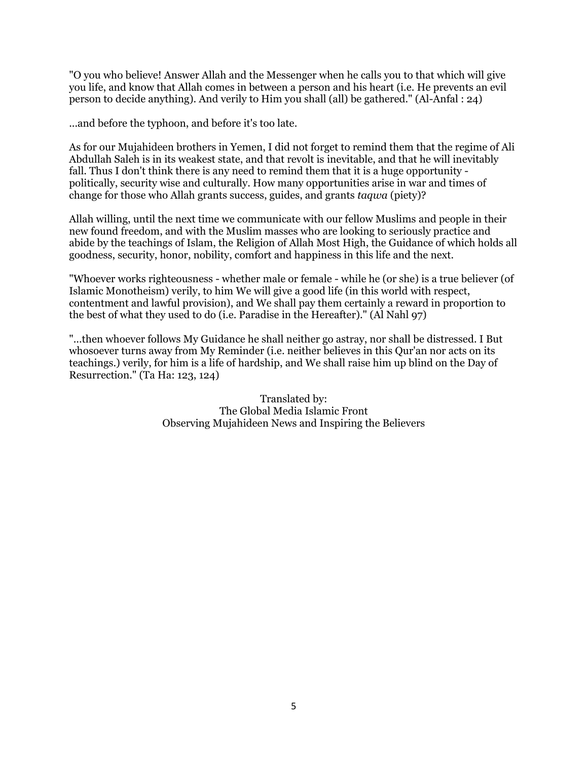"O you who believe! Answer Allah and the Messenger when he calls you to that which will give you life, and know that Allah comes in between a person and his heart (i.e. He prevents an evil person to decide anything). And verily to Him you shall (all) be gathered." (Al-Anfal : 24)

...and before the typhoon, and before it's too late.

As for our Mujahideen brothers in Yemen, I did not forget to remind them that the regime of Ali Abdullah Saleh is in its weakest state, and that revolt is inevitable, and that he will inevitably fall. Thus I don't think there is any need to remind them that it is a huge opportunity - politically, security wise and culturally. How many opportunities arise in war and times of change for those who Allah grants success, guides, and grants *taqwa* (piety)?

Allah willing, until the next time we communicate with our fellow Muslims and people in their new found freedom, and with the Muslim masses who are looking to seriously practice and abide by the teachings of Islam, the Religion of Allah Most High, the Guidance of which holds all goodness, security, honor, nobility, comfort and happiness in this life and the next.

"Whoever works righteousness - whether male or female - while he (or she) is a true believer (of Islamic Monotheism) verily, to him We will give a good life (in this world with respect, contentment and lawful provision), and We shall pay them certainly a reward in proportion to the best of what they used to do (i.e. Paradise in the Hereafter)." (Al Nahl 97)

"...then whoever follows My Guidance he shall neither go astray, nor shall be distressed. I But whosoever turns away from My Reminder (i.e. neither believes in this Qur'an nor acts on its teachings.) verily, for him is a life of hardship, and We shall raise him up blind on the Day of Resurrection." (Ta Ha: 123, 124)

Translated by:
The Global Media Islamic Front
Observing Mujahideen News and Inspiring the Believers